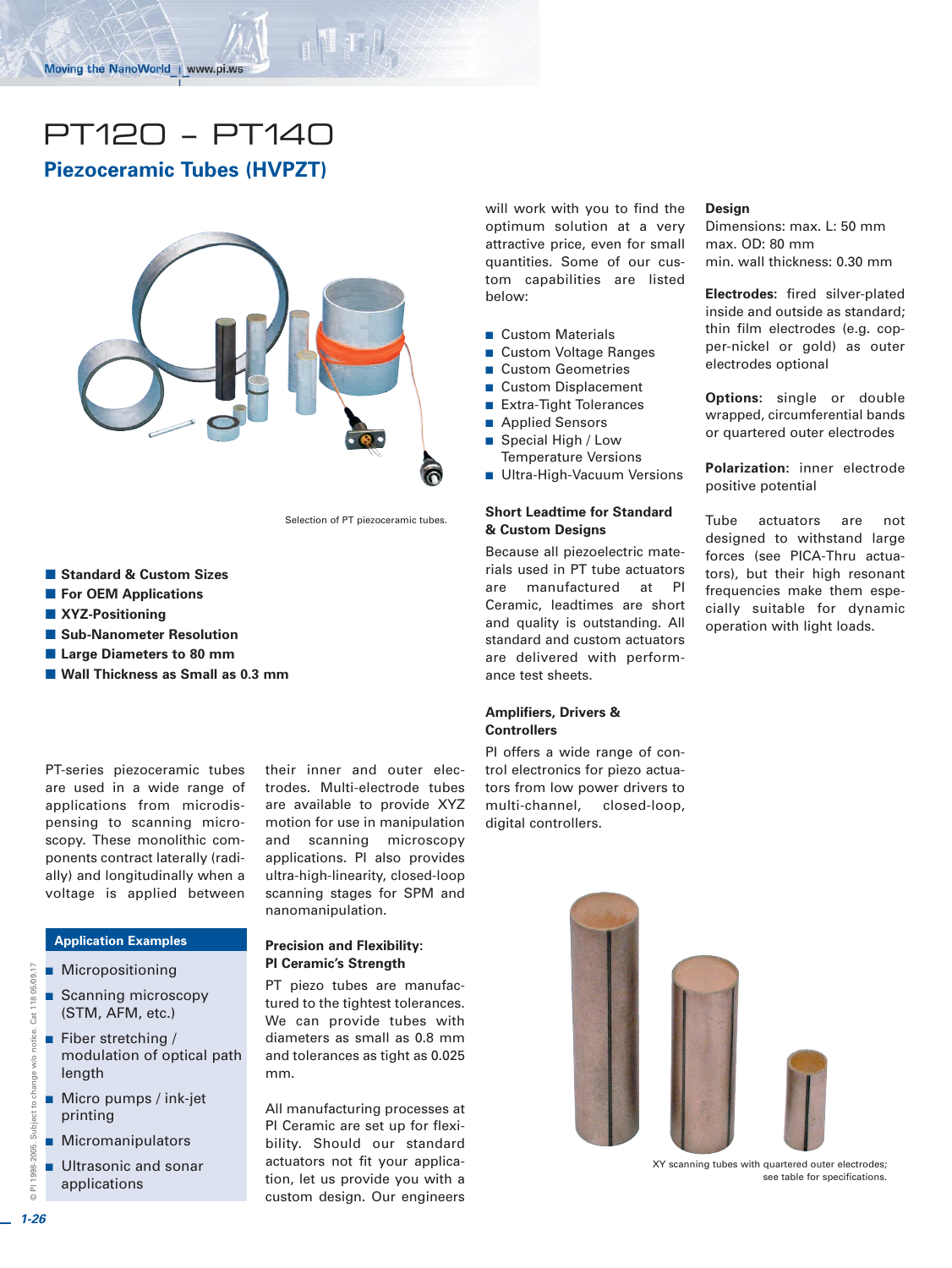# PT120 – PT140

## Piezoceramic Tubes (HVPZT)

Selection of PT piezoceramic tubes.

- **Standard & Custom Sizes**
- **For OEM Applications**
- **XYZ-Positioning**
- **Sub-Nanometer Resolution**
- **Large Diameters to 80 mm**
- **Wall Thickness as Small as 0.3 mm**

PT-series piezoceramic tubes are used in a wide range of applications from microdispensing to scanning microscopy. These monolithic components contract laterally (radially) and longitudinally when a voltage is applied between their inner and outer electrodes. Multi-electrode tubes are available to provide XYZ motion for use in manipulation and scanning microscopy applications. PI also provides ultra-high-linearity, closed-loop scanning stages for SPM and nanomanipulation.

### Application Examples

- Micropositioning
- Scanning microscopy (STM, AFM, etc.)
- Fiber stretching / modulation of optical path length
- Micro pumps / ink-jet printing
- Micromanipulators
- Ultrasonic and sonar applications

### Precision and Flexibility: PI Ceramic's Strength

PT piezo tubes are manufactured to the tightest tolerances. We can provide tubes with diameters as small as 0.8 mm and tolerances as tight as 0.025 mm.

All manufacturing processes at PI Ceramic are set up for flexibility. Should our standard actuators not fit your application, let us provide you with a custom design. Our engineers will work with you to find the optimum solution at a very attractive price, even for small quantities. Some of our custom capabilities are listed below:

- Custom Materials
- Custom Voltage Ranges
- Custom Geometries
- Custom Displacement
- Extra-Tight Tolerances
- Applied Sensors
- Special High / Low Temperature Versions
- Ultra-High-Vacuum Versions

### Short Leadtime for Standard & Custom Designs

Because all piezoelectric materials used in PT tube actuators are manufactured at PI Ceramic, leadtimes are short and quality is outstanding. All standard and custom actuators are delivered with performance test sheets.

### Amplifiers, Drivers & Controllers

PI offers a wide range of control electronics for piezo actuators from low power drivers to multi-channel, closed-loop, digital controllers.

### Design

Dimensions: max. L: 50 mm
max. OD: 80 mm
min. wall thickness: 0.30 mm

**Electrodes:** fired silver-plated inside and outside as standard; thin film electrodes (e.g. copper-nickel or gold) as outer electrodes optional

**Options:** single or double wrapped, circumferential bands or quartered outer electrodes

**Polarization:** inner electrode positive potential

Tube actuators are not designed to withstand large forces (see PICA-Thru actuators), but their high resonant frequencies make them especially suitable for dynamic operation with light loads.

XY scanning tubes with quartered outer electrodes; see table for specifications.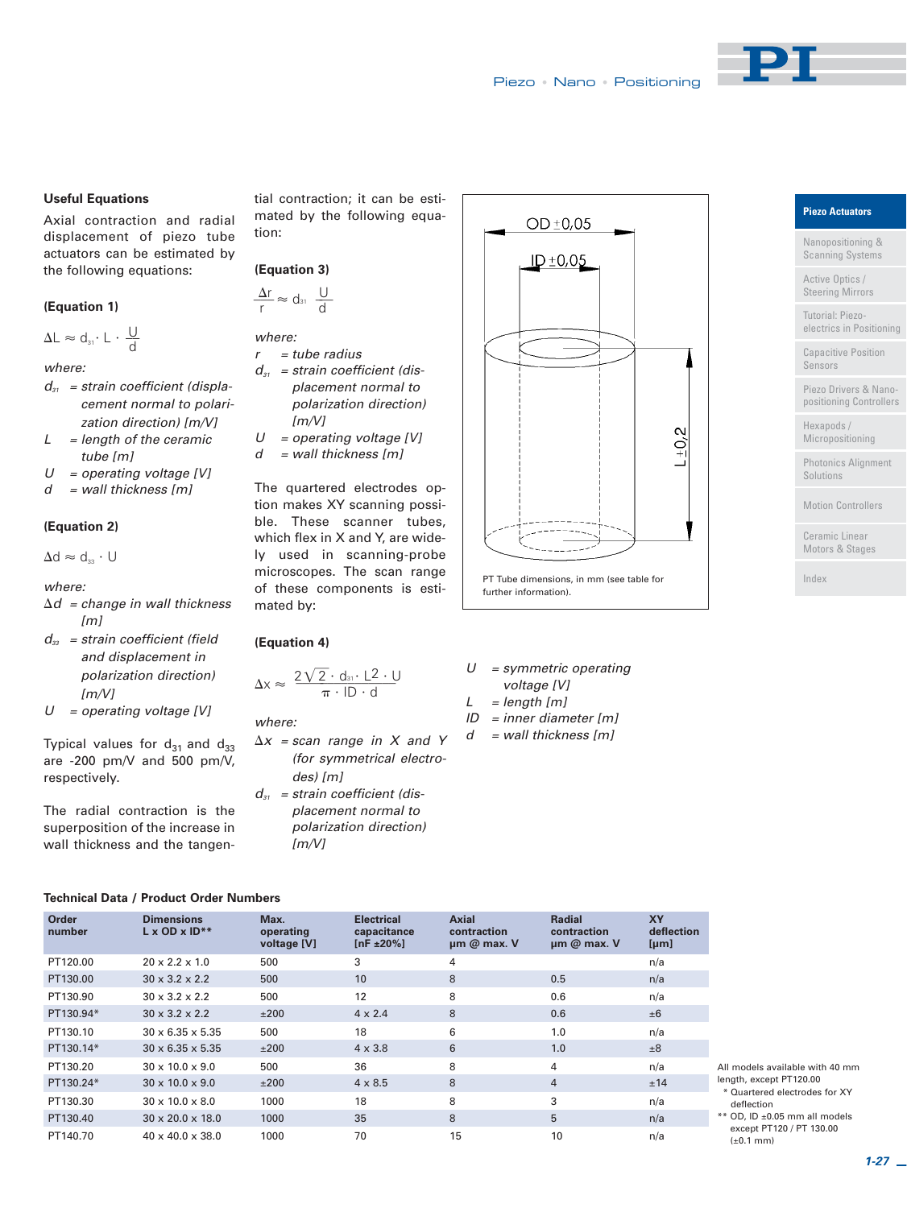## Useful Equations

Axial contraction and radial displacement of piezo tube actuators can be estimated by the following equations:

**(Equation 1)**

$$\Delta L \approx d_{31} \cdot L \cdot \frac{U}{d}$$

*where:*

- $d_{31}$ = *strain coefficient (displacement normal to polarization direction) [m/V]*
- $L$ = *length of the ceramic tube [m]*
- $U$ = *operating voltage [V]*
- $d$ = *wall thickness [m]*

**(Equation 2)**

$$\Delta d \approx d_{33} \cdot U$$

*where:*

- $\Delta d$ = *change in wall thickness [m]*
- $d_{33}$ = *strain coefficient (field and displacement in polarization direction) [m/V]*
- $U$ = *operating voltage [V]*

Typical values for $d_{31}$ and $d_{33}$ are -200 pm/V and 500 pm/V, respectively.

The radial contraction is the superposition of the increase in wall thickness and the tangential contraction; it can be estimated by the following equation:

**(Equation 3)**

$$\frac{\Delta r}{r} \approx d_{31} \frac{U}{d}$$

*where:*

- $r$ = *tube radius*
- $d_{31}$ = *strain coefficient (displacement normal to polarization direction) [m/V]*
- $U$ = *operating voltage [V]*
- $d$ = *wall thickness [m]*

The quartered electrodes option makes XY scanning possible. These scanner tubes, which flex in X and Y, are widely used in scanning-probe microscopes. The scan range of these components is estimated by:

**(Equation 4)**

$$\Delta x \approx \frac{2\sqrt{2} \cdot d_{31} \cdot L^2 \cdot U}{\pi \cdot ID \cdot d}$$

*where:*

- $\Delta x$ = *scan range in X and Y (for symmetrical electrodes) [m]*
- $d_{31}$ = *strain coefficient (displacement normal to polarization direction) [m/V]*
- $U$ = *symmetric operating voltage [V]*
- $L$ = *length [m]*
- $ID$ = *inner diameter [m]*
- $d$ = *wall thickness [m]*

OD ±0,05

ID ±0,05

L ±0,2

PT Tube dimensions, in mm (see table for further information).

## Technical Data / Product Order Numbers

| Order number | Dimensions L x OD x ID** | Max. operating voltage [V] | Electrical capacitance [nF ±20%] | Axial contraction µm @ max. V | Radial contraction µm @ max. V | XY deflection [µm] |
|---|---|---|---|---|---|---|
| PT120.00 | 20 x 2.2 x 1.0 | 500 | 3 | 4 | | n/a |
| PT130.00 | 30 x 3.2 x 2.2 | 500 | 10 | 8 | 0.5 | n/a |
| PT130.90 | 30 x 3.2 x 2.2 | 500 | 12 | 8 | 0.6 | n/a |
| PT130.94* | 30 x 3.2 x 2.2 | ±200 | 4 x 2.4 | 8 | 0.6 | ±6 |
| PT130.10 | 30 x 6.35 x 5.35 | 500 | 18 | 6 | 1.0 | n/a |
| PT130.14* | 30 x 6.35 x 5.35 | ±200 | 4 x 3.8 | 6 | 1.0 | ±8 |
| PT130.20 | 30 x 10.0 x 9.0 | 500 | 36 | 8 | 4 | n/a |
| PT130.24* | 30 x 10.0 x 9.0 | ±200 | 4 x 8.5 | 8 | 4 | ±14 |
| PT130.30 | 30 x 10.0 x 8.0 | 1000 | 18 | 8 | 3 | n/a |
| PT130.40 | 30 x 20.0 x 18.0 | 1000 | 35 | 8 | 5 | n/a |
| PT140.70 | 40 x 40.0 x 38.0 | 1000 | 70 | 15 | 10 | n/a |

All models available with 40 mm length, except PT120.00

\* Quartered electrodes for XY deflection

\*\* OD, ID ±0.05 mm all models except PT120 / PT 130.00 (±0.1 mm)